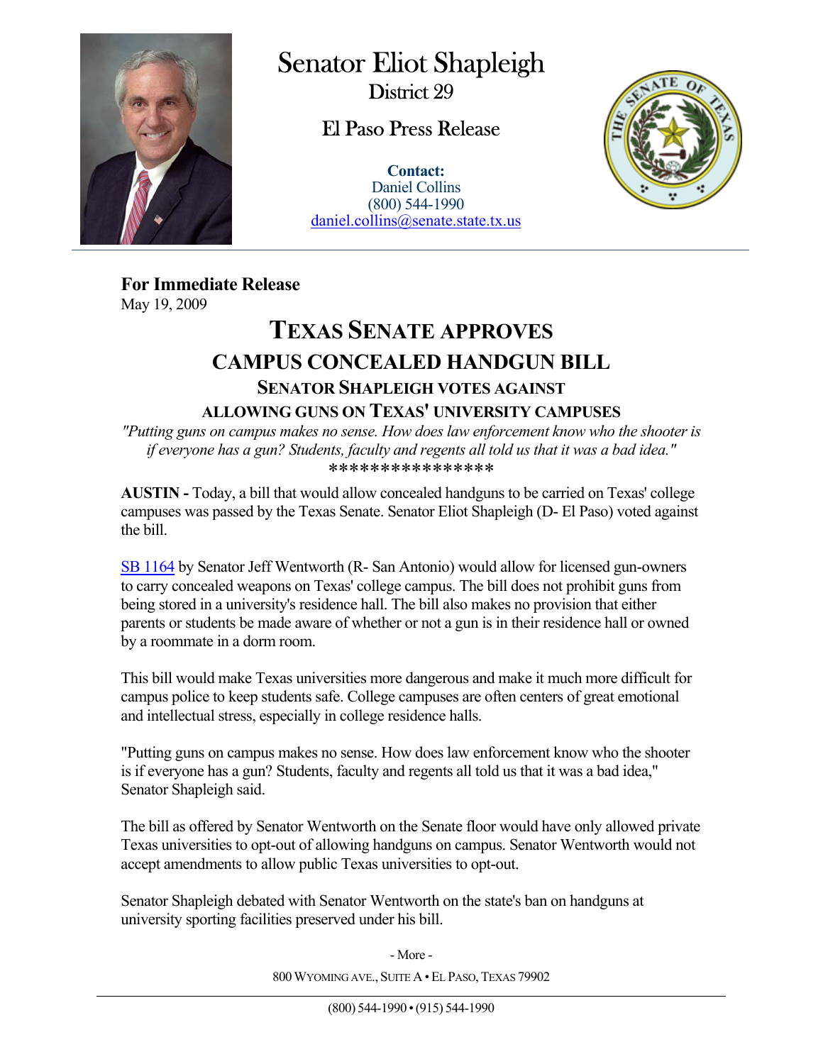# Senator Eliot Shapleigh

District 29

El Paso Press Release

**Contact:**
Daniel Collins
(800) 544-1990
daniel.collins@senate.state.tx.us

**For Immediate Release**
May 19, 2009

## TEXAS SENATE APPROVES CAMPUS CONCEALED HANDGUN BILL

### SENATOR SHAPLEIGH VOTES AGAINST ALLOWING GUNS ON TEXAS' UNIVERSITY CAMPUSES

*"Putting guns on campus makes no sense. How does law enforcement know who the shooter is if everyone has a gun? Students, faculty and regents all told us that it was a bad idea."*

****************

**AUSTIN -** Today, a bill that would allow concealed handguns to be carried on Texas' college campuses was passed by the Texas Senate. Senator Eliot Shapleigh (D- El Paso) voted against the bill.

SB 1164 by Senator Jeff Wentworth (R- San Antonio) would allow for licensed gun-owners to carry concealed weapons on Texas' college campus. The bill does not prohibit guns from being stored in a university's residence hall. The bill also makes no provision that either parents or students be made aware of whether or not a gun is in their residence hall or owned by a roommate in a dorm room.

This bill would make Texas universities more dangerous and make it much more difficult for campus police to keep students safe. College campuses are often centers of great emotional and intellectual stress, especially in college residence halls.

"Putting guns on campus makes no sense. How does law enforcement know who the shooter is if everyone has a gun? Students, faculty and regents all told us that it was a bad idea," Senator Shapleigh said.

The bill as offered by Senator Wentworth on the Senate floor would have only allowed private Texas universities to opt-out of allowing handguns on campus. Senator Wentworth would not accept amendments to allow public Texas universities to opt-out.

Senator Shapleigh debated with Senator Wentworth on the state's ban on handguns at university sporting facilities preserved under his bill.

- More -

800 WYOMING AVE., SUITE A • EL PASO, TEXAS 79902

(800) 544-1990 • (915) 544-1990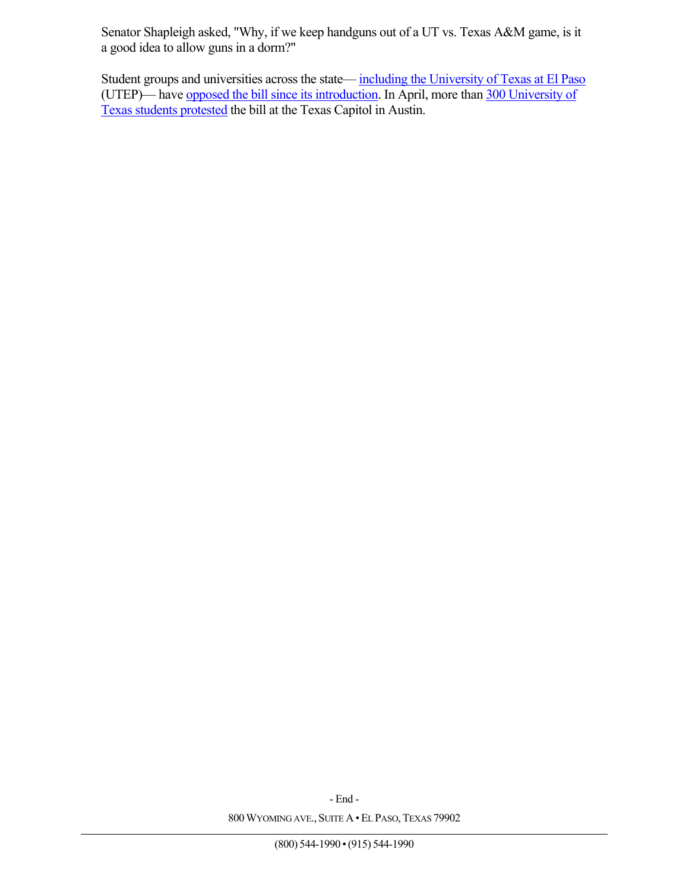Senator Shapleigh asked, "Why, if we keep handguns out of a UT vs. Texas A&M game, is it a good idea to allow guns in a dorm?"

Student groups and universities across the state— including the University of Texas at El Paso (UTEP)— have opposed the bill since its introduction. In April, more than 300 University of Texas students protested the bill at the Texas Capitol in Austin.

- End -

800 WYOMING AVE., SUITE A • EL PASO, TEXAS 79902

(800) 544-1990 • (915) 544-1990